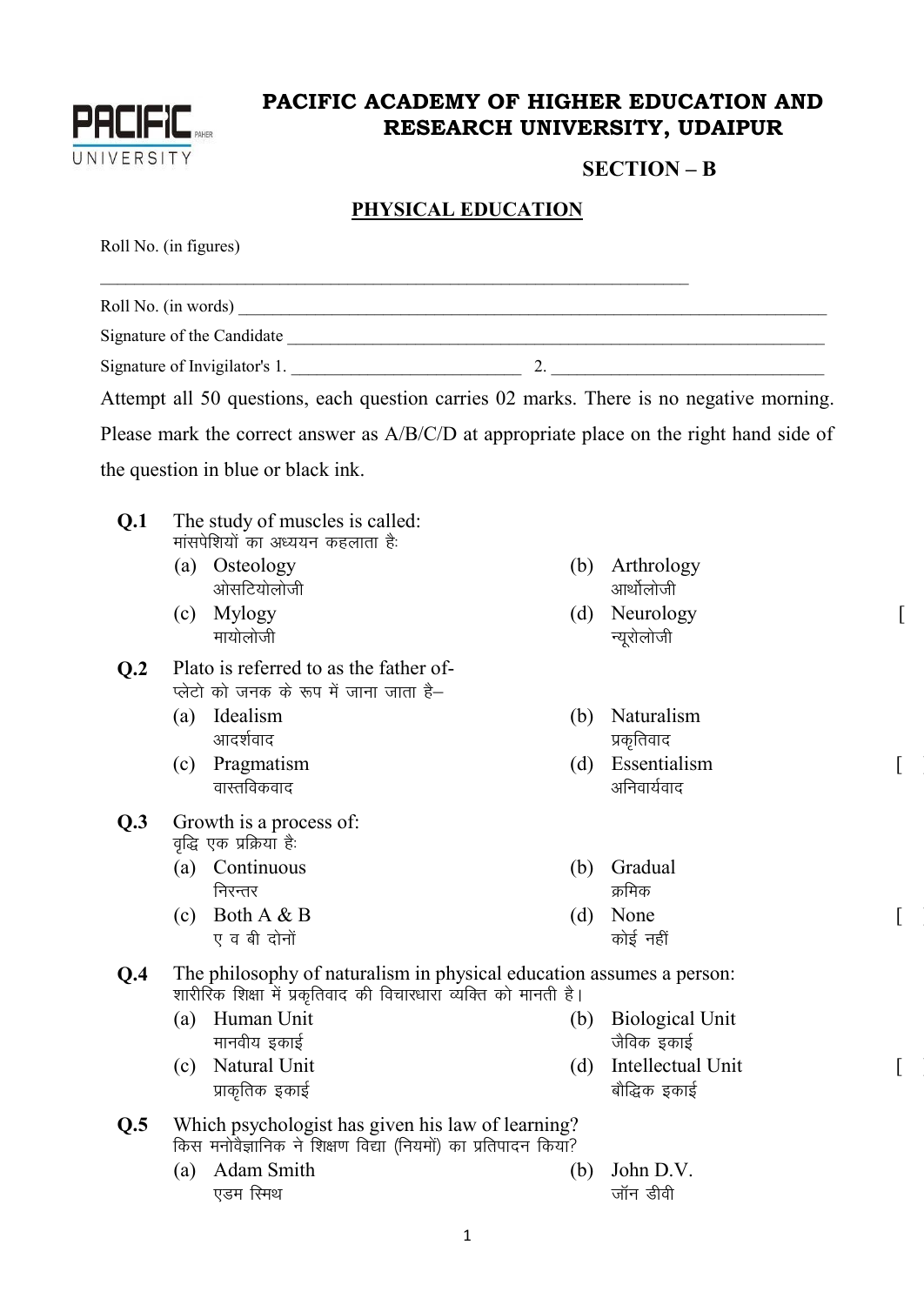# PACIFIC ACADEMY OF HIGHER EDUCATION AND RESEARCH UNIVERSITY, UDAIPUR

## SECTION – B

### PHYSICAL EDUCATION

Roll No. (in figures) ____________________________________________

Roll No. (in words) ____________________________________________

Signature of the Candidate ____________________________________________

Signature of Invigilator's 1. ____________________ 2. ____________________

Attempt all 50 questions, each question carries 02 marks. There is no negative morning. Please mark the correct answer as A/B/C/D at appropriate place on the right hand side of the question in blue or black ink.

**Q.1** The study of muscles is called:
मांसपेशियों का अध्ययन कहलाता है:

- (a) Osteology ओसटियोलोजी
- (b) Arthrology आर्थोलोजी
- (c) Mylogy मायोलोजी
- (d) Neurology न्यूरोलोजी

[ ]

**Q.2** Plato is referred to as the father of-
प्लेटो को जनक के रूप में जाना जाता है–

- (a) Idealism आदर्शवाद
- (b) Naturalism प्रकृतिवाद
- (c) Pragmatism वास्तविकवाद
- (d) Essentialism अनिवार्यवाद

[ ]

**Q.3** Growth is a process of:
वृद्धि एक प्रक्रिया है:

- (a) Continuous निरन्तर
- (b) Gradual क्रमिक
- (c) Both A & B ए व बी दोनों
- (d) None कोई नहीं

[ ]

**Q.4** The philosophy of naturalism in physical education assumes a person:
शारीरिक शिक्षा में प्रकृतिवाद की विचारधारा व्यक्ति को मानती है।

- (a) Human Unit मानवीय इकाई
- (b) Biological Unit जैविक इकाई
- (c) Natural Unit प्राकृतिक इकाई
- (d) Intellectual Unit बौद्धिक इकाई

[ ]

**Q.5** Which psychologist has given his law of learning?
किस मनोवैज्ञानिक ने शिक्षण विद्या (नियमों) का प्रतिपादन किया?

- (a) Adam Smith एडम स्मिथ
- (b) John D.V. जॉन डीवी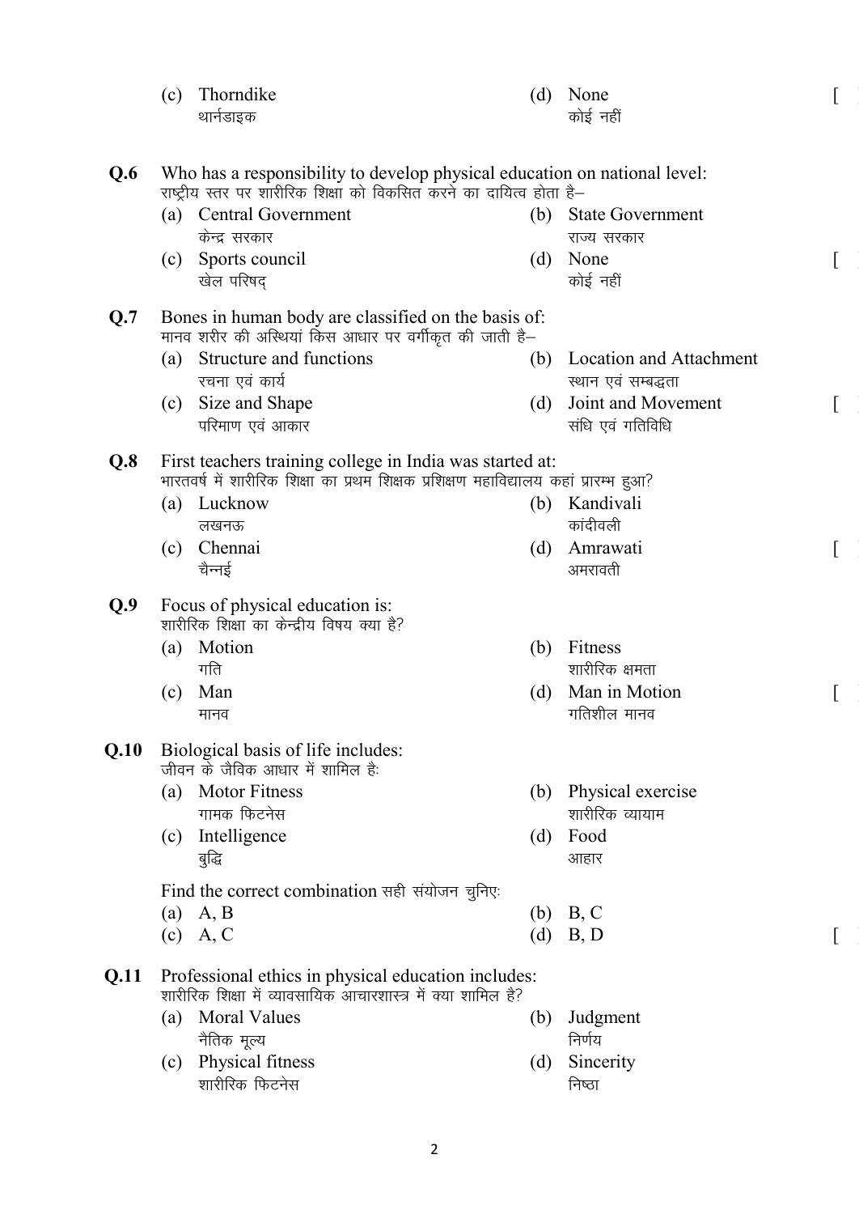(c) Thorndike
थार्नडाइक

(d) None
कोई नहीं [ ]

**Q.6** Who has a responsibility to develop physical education on national level:
राष्ट्रीय स्तर पर शारीरिक शिक्षा को विकसित करने का दायित्व होता है–

(a) Central Government
केन्द्र सरकार

(b) State Government
राज्य सरकार

(c) Sports council
खेल परिषद्

(d) None
कोई नहीं [ ]

**Q.7** Bones in human body are classified on the basis of:
मानव शरीर की अस्थियां किस आधार पर वर्गीकृत की जाती है–

(a) Structure and functions
रचना एवं कार्य

(b) Location and Attachment
स्थान एवं सम्बद्धता

(c) Size and Shape
परिमाण एवं आकार

(d) Joint and Movement
संधि एवं गतिविधि [ ]

**Q.8** First teachers training college in India was started at:
भारतवर्ष में शारीरिक शिक्षा का प्रथम शिक्षक प्रशिक्षण महाविद्यालय कहां प्रारम्भ हुआ?

(a) Lucknow
लखनऊ

(b) Kandivali
कांदीवली

(c) Chennai
चैन्नई

(d) Amrawati
अमरावती [ ]

**Q.9** Focus of physical education is:
शारीरिक शिक्षा का केन्द्रीय विषय क्या है?

(a) Motion
गति

(b) Fitness
शारीरिक क्षमता

(c) Man
मानव

(d) Man in Motion
गतिशील मानव [ ]

**Q.10** Biological basis of life includes:
जीवन के जैविक आधार में शामिल हैः

(a) Motor Fitness
गामक फिटनेस

(b) Physical exercise
शारीरिक व्यायाम

(c) Intelligence
बुद्धि

(d) Food
आहार

Find the correct combination सही संयोजन चुनिएः

(a) A, B

(b) B, C

(c) A, C

(d) B, D [ ]

**Q.11** Professional ethics in physical education includes:
शारीरिक शिक्षा में व्यावसायिक आचारशास्त्र में क्या शामिल है?

(a) Moral Values
नैतिक मूल्य

(b) Judgment
निर्णय

(c) Physical fitness
शारीरिक फिटनेस

(d) Sincerity
निष्ठा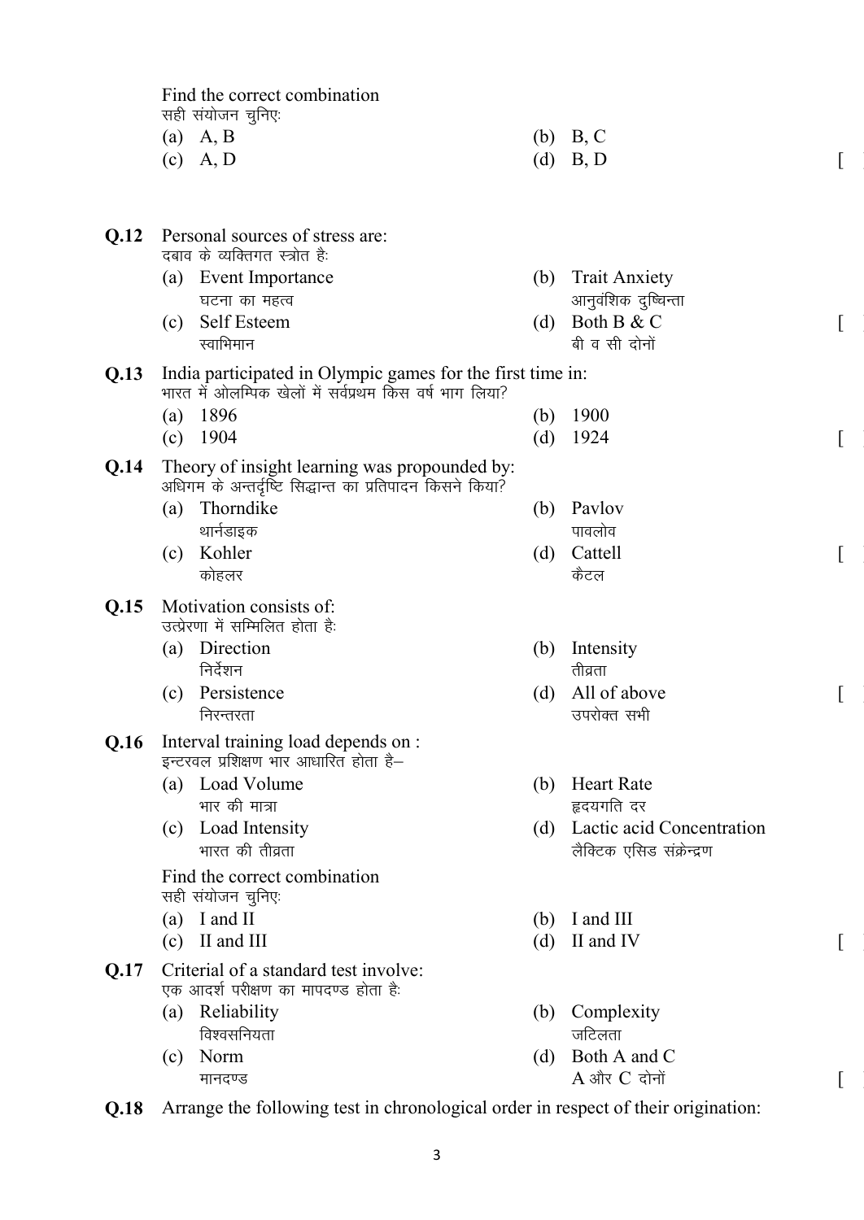Find the correct combination
सही संयोजन चुनिएः

(a) A, B
(b) B, C
(c) A, D
(d) B, D [ ]

**Q.12** Personal sources of stress are:
दबाव के व्यक्तिगत स्त्रोत हैः

(a) Event Importance
घटना का महत्व
(b) Trait Anxiety
आनुवंशिक दुष्चिन्ता
(c) Self Esteem
स्वाभिमान
(d) Both B & C
बी व सी दोनों [ ]

**Q.13** India participated in Olympic games for the first time in:
भारत में ओलम्पिक खेलों में सर्वप्रथम किस वर्ष भाग लिया?

(a) 1896
(b) 1900
(c) 1904
(d) 1924 [ ]

**Q.14** Theory of insight learning was propounded by:
अधिगम के अन्तर्दृष्टि सिद्धान्त का प्रतिपादन किसने किया?

(a) Thorndike
थार्नडाइक
(b) Pavlov
पावलोव
(c) Kohler
कोहलर
(d) Cattell
कैटल [ ]

**Q.15** Motivation consists of:
उत्प्रेरणा में सम्मिलित होता हैः

(a) Direction
निर्देशन
(b) Intensity
तीव्रता
(c) Persistence
निरन्तरता
(d) All of above
उपरोक्त सभी [ ]

**Q.16** Interval training load depends on :
इन्टरवल प्रशिक्षण भार आधारित होता है–

(a) Load Volume
भार की मात्रा
(b) Heart Rate
हृदयगति दर
(c) Load Intensity
भारत की तीव्रता
(d) Lactic acid Concentration
लैक्टिक एसिड संक्रेन्द्रण

Find the correct combination
सही संयोजन चुनिएः

(a) I and II
(b) I and III
(c) II and III
(d) II and IV [ ]

**Q.17** Criterial of a standard test involve:
एक आदर्श परीक्षण का मापदण्ड होता हैः

(a) Reliability
विश्वसनियता
(b) Complexity
जटिलता
(c) Norm
मानदण्ड
(d) Both A and C
A और C दोनों [ ]

**Q.18** Arrange the following test in chronological order in respect of their origination: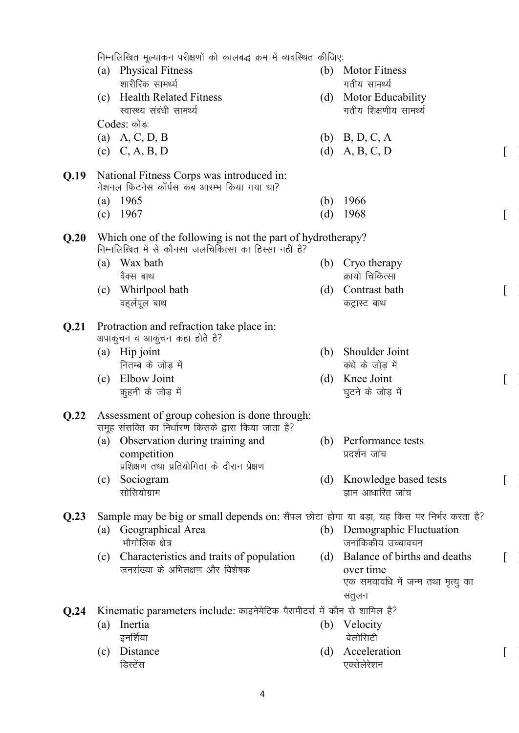निम्नलिखित मूल्यांकन परीक्षणों को कालबद्ध क्रम में व्यवस्थित कीजिएः

(a) Physical Fitness
शारीरिक सामर्थ्य

(b) Motor Fitness
गतीय सामर्थ्य

(c) Health Related Fitness
स्वास्थ्य संबंधी सामर्थ्य

(d) Motor Educability
गतीय शिक्षणीय सामर्थ्य

Codes: कोडः

(a) A, C, D, B
(b) B, D, C, A
(c) C, A, B, D
(d) A, B, C, D [ ]

**Q.19** National Fitness Corps was introduced in:
नेशनल फिटनेस कॉर्पस कब आरम्भ किया गया था?

(a) 1965
(b) 1966
(c) 1967
(d) 1968 [ ]

**Q.20** Which one of the following is not the part of hydrotherapy?
निम्नलिखित में से कौनसा जलचिकित्सा का हिस्सा नहीं है?

(a) Wax bath
वैक्स बाथ

(b) Cryo therapy
क्रायो चिकित्सा

(c) Whirlpool bath
वर्ह्लपूल बाथ

(d) Contrast bath
कट्रास्ट बाथ [ ]

**Q.21** Protraction and refraction take place in:
अपाकुंचन व आकुंचन कहां होते है?

(a) Hip joint
नितम्ब के जोड़ में

(b) Shoulder Joint
कंधे के जोड़ में

(c) Elbow Joint
कुहनी के जोड़ में

(d) Knee Joint
घुटने के जोड़ में [ ]

**Q.22** Assessment of group cohesion is done through:
समूह संसक्ति का निर्धारण किसके द्वारा किया जाता है?

(a) Observation during training and competition
प्रशिक्षण तथा प्रतियोगिता के दौरान प्रेक्षण

(b) Performance tests
प्रदर्शन जांच

(c) Sociogram
सोसियोग्राम

(d) Knowledge based tests
ज्ञान आधारित जांच [ ]

**Q.23** Sample may be big or small depends on: सैंपल छोटा होगा या बड़ा, यह किस पर निर्भर करता है?

(a) Geographical Area
भौगोलिक क्षेत्र

(b) Demographic Fluctuation
जनांकिकीय उच्चावचन

(c) Characteristics and traits of population
जनसंख्या के अभिलक्षण और विशेषक

(d) Balance of births and deaths over time
एक समयावधि में जन्म तथा मृत्यु का संतुलन [ ]

**Q.24** Kinematic parameters include: काइनेमेटिक पैरामीटर्स में कौन से शामिल है?

(a) Inertia
इनर्शिया

(b) Velocity
वेलोसिटी

(c) Distance
डिस्टेंस

(d) Acceleration
एक्सेलेरेशन [ ]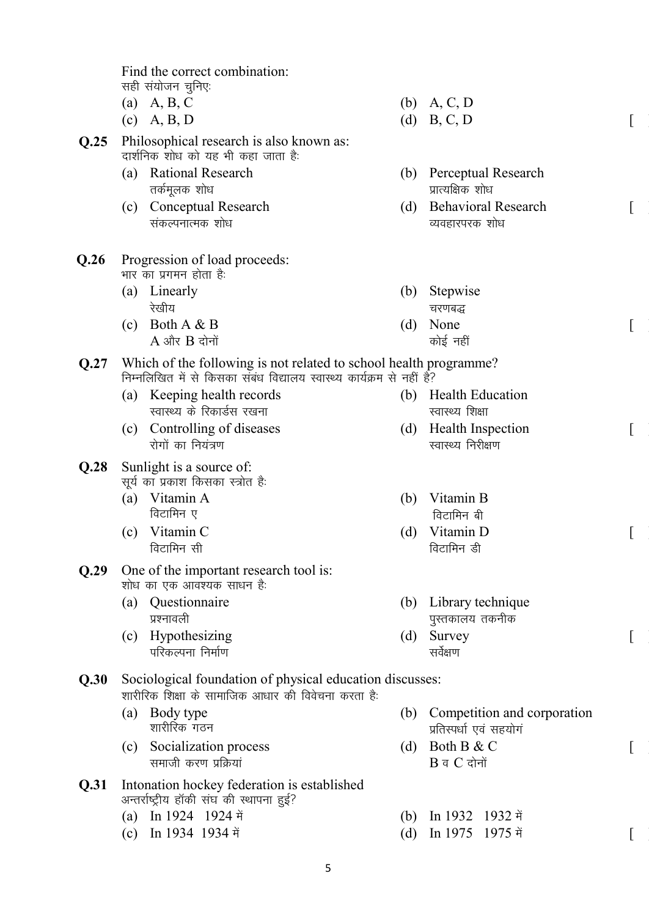Find the correct combination:
सही संयोजन चुनिएः

(a) A, B, C (b) A, C, D
(c) A, B, D (d) B, C, D [ ]

**Q.25** Philosophical research is also known as:
दार्शनिक शोध को यह भी कहा जाता हैः

(a) Rational Research
तर्कमूलक शोध
(b) Perceptual Research
प्रात्यक्षिक शोध
(c) Conceptual Research
संकल्पनात्मक शोध
(d) Behavioral Research
व्यवहारपरक शोध [ ]

**Q.26** Progression of load proceeds:
भार का प्रगमन होता हैः

(a) Linearly
रेखीय
(b) Stepwise
चरणबद्ध
(c) Both A & B
A और B दोनों
(d) None
कोई नहीं [ ]

**Q.27** Which of the following is not related to school health programme?
निम्नलिखित में से किसका संबंध विद्यालय स्वास्थ्य कार्यक्रम से नहीं है?

(a) Keeping health records
स्वास्थ्य के रिकार्डस रखना
(b) Health Education
स्वास्थ्य शिक्षा
(c) Controlling of diseases
रोगों का नियंत्रण
(d) Health Inspection
स्वास्थ्य निरीक्षण [ ]

**Q.28** Sunlight is a source of:
सूर्य का प्रकाश किसका स्त्रोत हैः

(a) Vitamin A
विटामिन ए
(b) Vitamin B
विटामिन बी
(c) Vitamin C
विटामिन सी
(d) Vitamin D
विटामिन डी [ ]

**Q.29** One of the important research tool is:
शोध का एक आवश्यक साधन हैः

(a) Questionnaire
प्रश्नावली
(b) Library technique
पुस्तकालय तकनीक
(c) Hypothesizing
परिकल्पना निर्माण
(d) Survey
सर्वेक्षण [ ]

**Q.30** Sociological foundation of physical education discusses:
शारीरिक शिक्षा के सामाजिक आधार की विवेचना करता हैः

(a) Body type
शारीरिक गठन
(b) Competition and corporation
प्रतिस्पर्धा एवं सहयोग
(c) Socialization process
समाजी करण प्रक्रियां
(d) Both B & C
B व C दोनों [ ]

**Q.31** Intonation hockey federation is established
अन्तर्राष्ट्रीय हॉकी संघ की स्थापना हुई?

(a) In 1924 1924 में (b) In 1932 1932 में
(c) In 1934 1934 में (d) In 1975 1975 में [ ]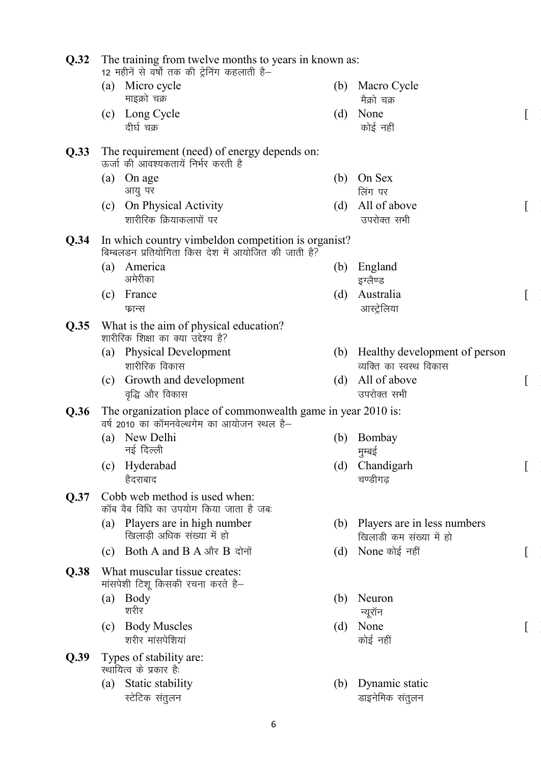**Q.32** The training from twelve months to years in known as:
12 महीनें से वर्षो तक की ट्रेनिंग कहलाती है–

(a) Micro cycle
माइक्रो चक्र

(b) Macro Cycle
मैक्रो चक्र

(c) Long Cycle
दीर्घ चक्र

(d) None
कोई नहीं

[ ]

**Q.33** The requirement (need) of energy depends on:
ऊर्जा की आवश्यकतायें निर्भर करती है

(a) On age
आयु पर

(b) On Sex
लिंग पर

(c) On Physical Activity
शारीरिक क्रियाकलापों पर

(d) All of above
उपरोक्त सभी

[ ]

**Q.34** In which country vimbeldon competition is organist?
बिम्बलडन प्रतियोगिता किस देश में आयोजित की जाती है?

(a) America
अमेरीका

(b) England
इग्लैण्ड

(c) France
फान्स

(d) Australia
आस्ट्रेलिया

[ ]

**Q.35** What is the aim of physical education?
शारीरिक शिक्षा का क्या उद्देश्य है?

(a) Physical Development
शारीरिक विकास

(b) Healthy development of person
व्यक्ति का स्वस्थ विकास

(c) Growth and development
वृद्धि और विकास

(d) All of above
उपरोक्त सभी

[ ]

**Q.36** The organization place of commonwealth game in year 2010 is:
वर्ष 2010 का कॉमनवेल्थगेम का आयोजन स्थल है–

(a) New Delhi
नई दिल्ली

(b) Bombay
मुम्बई

(c) Hyderabad
हैदराबाद

(d) Chandigarh
चण्डीगढ़

[ ]

**Q.37** Cobb web method is used when:
कॉब वैब विधि का उपयोग किया जाता है जबः

(a) Players are in high number
खिलाड़ी अधिक संख्या में हो

(b) Players are in less numbers
खिलाडी कम संख्या में हो

(c) Both A and B A और B दोनों

(d) None कोई नहीं

[ ]

**Q.38** What muscular tissue creates:
मांसपेशी टिशू किसकी रचना करते है–

(a) Body
शरीर

(b) Neuron
न्यूरॉन

(c) Body Muscles
शरीर मांसपेशियां

(d) None
कोई नहीं

[ ]

**Q.39** Types of stability are:
स्थायित्व के प्रकार हैः

(a) Static stability
स्टेटिक संतुलन

(b) Dynamic static
डाइनेमिक संतुलन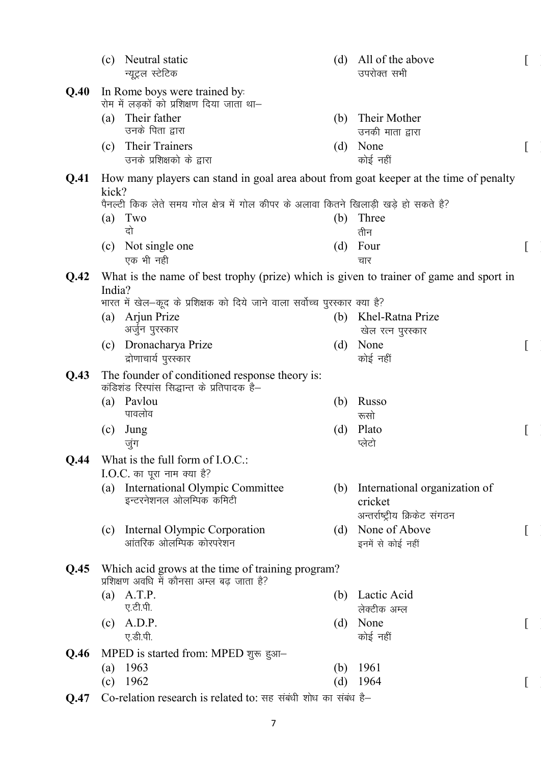(c) Neutral static
न्यूट्रल स्टेटिक

(d) All of the above
उपरोक्त सभी [ ]

**Q.40** In Rome boys were trained by:
रोम में लड़कों को प्रशिक्षण दिया जाता था–

(a) Their father
उनके पिता द्वारा

(b) Their Mother
उनकी माता द्वारा

(c) Their Trainers
उनके प्रशिक्षको के द्वारा

(d) None
कोई नहीं [ ]

**Q.41** How many players can stand in goal area about from goat keeper at the time of penalty kick?
पैनल्टी किक लेते समय गोल क्षेत्र में गोल कीपर के अलावा कितने खिलाड़ी खड़े हो सकते है?

(a) Two
दो

(b) Three
तीन

(c) Not single one
एक भी नही

(d) Four
चार [ ]

**Q.42** What is the name of best trophy (prize) which is given to trainer of game and sport in India?
भारत में खेल–कूद के प्रशिक्षक को दिये जाने वाला सर्वोच्च पुरस्कार क्या है?

(a) Arjun Prize
अर्जुन पुरस्कार

(b) Khel-Ratna Prize
खेल रत्न पुरस्कार

(c) Dronacharya Prize
द्रोणाचार्य पुरस्कार

(d) None
कोई नहीं [ ]

**Q.43** The founder of conditioned response theory is:
कंडिशंड रिस्पांस सिद्धान्त के प्रतिपादक है–

(a) Pavlou
पावलोव

(b) Russo
रूसो

(c) Jung
जुंग

(d) Plato
प्लेटो [ ]

**Q.44** What is the full form of I.O.C.:
I.O.C. का पूरा नाम क्या है?

(a) International Olympic Committee
इन्टरनेशनल ओलम्पिक कमिटी

(b) International organization of cricket
अन्तर्राष्ट्रीय क्रिकेट संगठन

(c) Internal Olympic Corporation
आंतरिक ओलम्पिक कोरपरेशन

(d) None of Above
इनमें से कोई नहीं [ ]

**Q.45** Which acid grows at the time of training program?
प्रशिक्षण अवधि में कौनसा अम्ल बढ़ जाता है?

(a) A.T.P.
ए.टी.पी.

(b) Lactic Acid
लेक्टीक अम्ल

(c) A.D.P.
ए.डी.पी.

(d) None
कोई नहीं [ ]

**Q.46** MPED is started from: MPED शुरू हुआ–

(a) 1963

(b) 1961

(c) 1962

(d) 1964 [ ]

**Q.47** Co-relation research is related to: सह संबंधी शोध का संबंध है–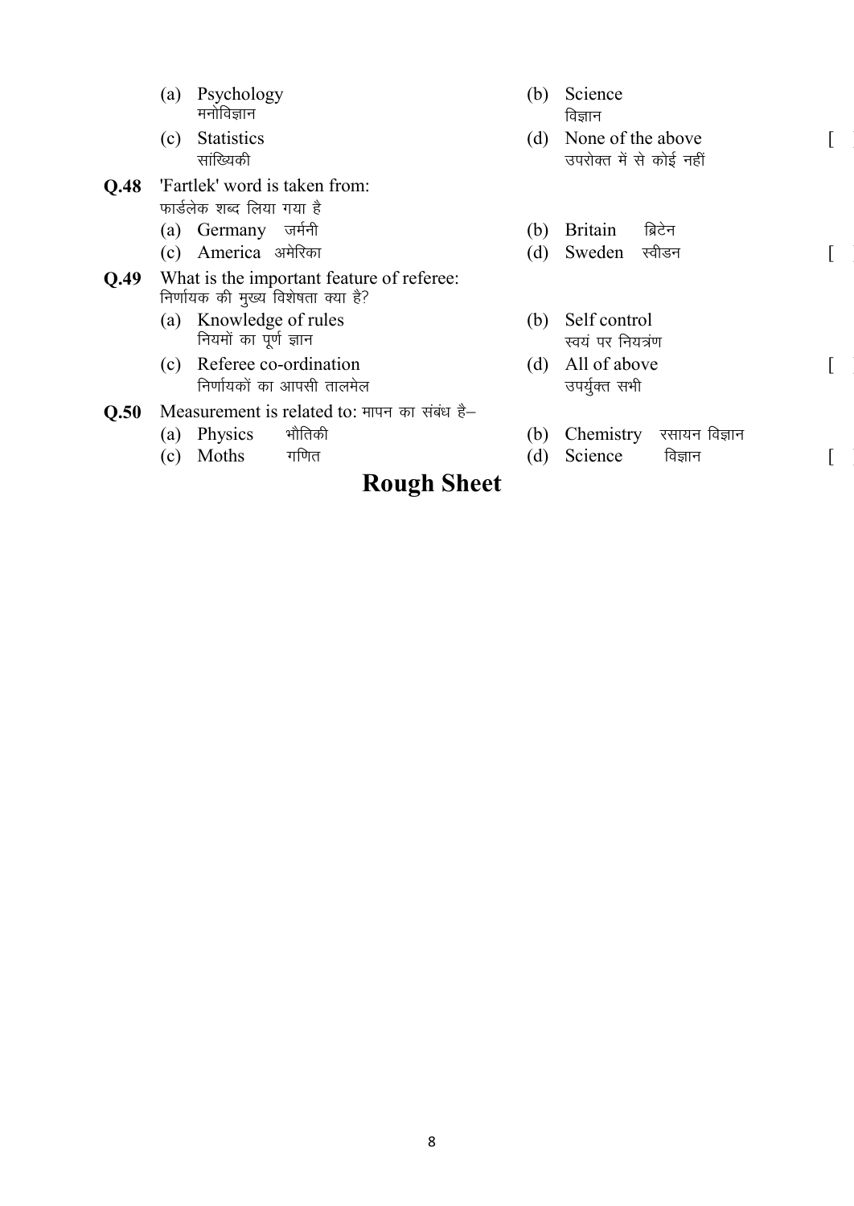(a) Psychology
मनोविज्ञान

(b) Science
विज्ञान

(c) Statistics
सांख्यिकी

(d) None of the above
उपरोक्त में से कोई नहीं [ ]

**Q.48** 'Fartlek' word is taken from:
फार्डलेक शब्द लिया गया है

(a) Germany जर्मनी

(b) Britain ब्रिटेन

(c) America अमेरिका

(d) Sweden स्वीडन [ ]

**Q.49** What is the important feature of referee:
निर्णायक की मुख्य विशेषता क्या है?

(a) Knowledge of rules
नियमों का पूर्ण ज्ञान

(b) Self control
स्वयं पर नियत्रंण

(c) Referee co-ordination
निर्णायकों का आपसी तालमेल

(d) All of above
उपर्युक्त सभी [ ]

**Q.50** Measurement is related to: मापन का संबंध है–

(a) Physics भौतिकी

(b) Chemistry रसायन विज्ञान

(c) Moths गणित

(d) Science विज्ञान [ ]

# Rough Sheet